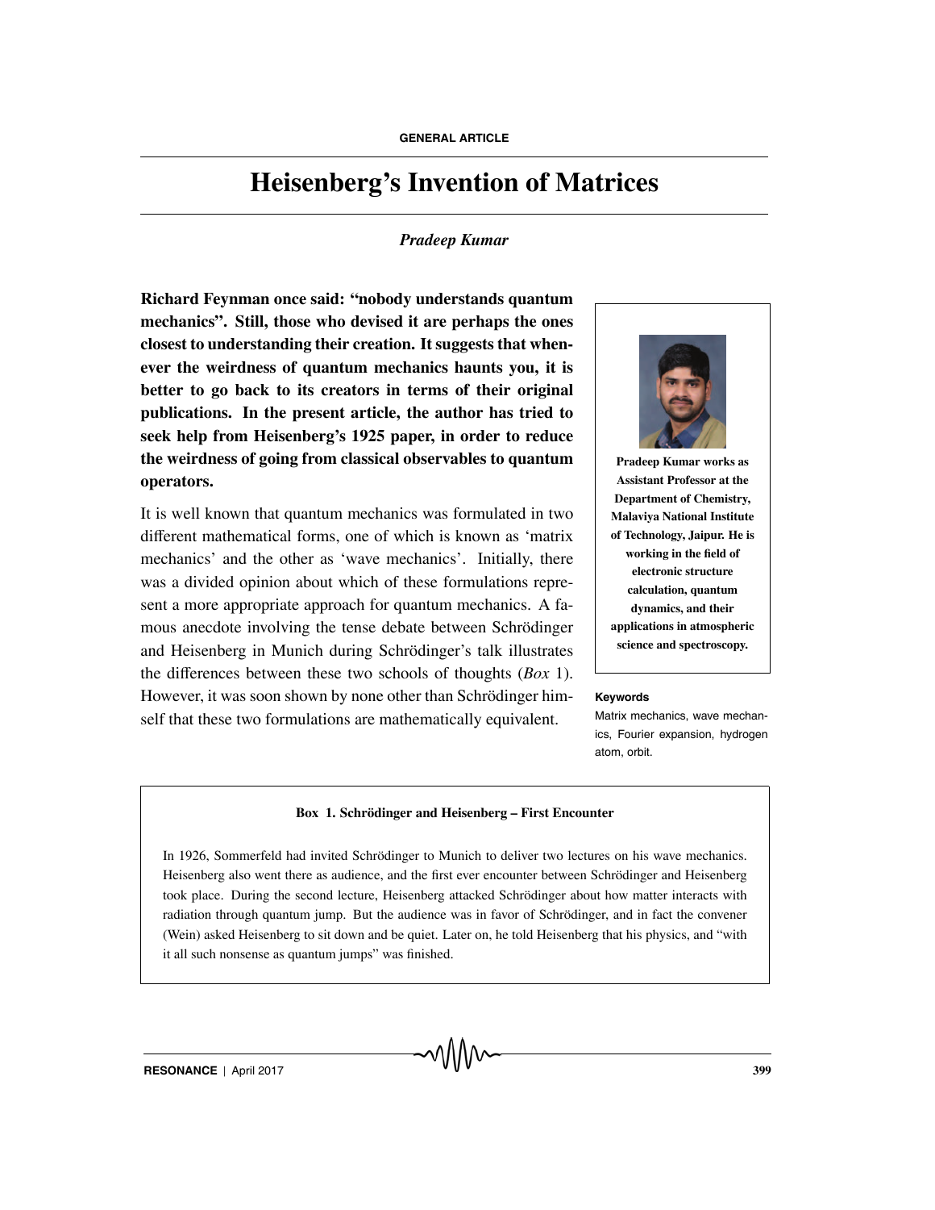# Heisenberg's Invention of Matrices

*Pradeep Kumar*

**Richard Feynman once said: "nobody understands quantum mechanics". Still, those who devised it are perhaps the ones closest to understanding their creation. It suggests that whenever the weirdness of quantum mechanics haunts you, it is better to go back to its creators in terms of their original publications. In the present article, the author has tried to seek help from Heisenberg's 1925 paper, in order to reduce the weirdness of going from classical observables to quantum operators.**

**Pradeep Kumar works as Assistant Professor at the Department of Chemistry, Malaviya National Institute of Technology, Jaipur. He is working in the field of electronic structure calculation, quantum dynamics, and their applications in atmospheric science and spectroscopy.**

**Keywords**

Matrix mechanics, wave mechanics, Fourier expansion, hydrogen atom, orbit.

It is well known that quantum mechanics was formulated in two different mathematical forms, one of which is known as 'matrix mechanics' and the other as 'wave mechanics'. Initially, there was a divided opinion about which of these formulations represent a more appropriate approach for quantum mechanics. A famous anecdote involving the tense debate between Schrödinger and Heisenberg in Munich during Schrödinger's talk illustrates the differences between these two schools of thoughts (*Box* 1). However, it was soon shown by none other than Schrödinger himself that these two formulations are mathematically equivalent.

**Box 1. Schrödinger and Heisenberg – First Encounter**

In 1926, Sommerfeld had invited Schrödinger to Munich to deliver two lectures on his wave mechanics. Heisenberg also went there as audience, and the first ever encounter between Schrödinger and Heisenberg took place. During the second lecture, Heisenberg attacked Schrödinger about how matter interacts with radiation through quantum jump. But the audience was in favor of Schrödinger, and in fact the convener (Wein) asked Heisenberg to sit down and be quiet. Later on, he told Heisenberg that his physics, and "with it all such nonsense as quantum jumps" was finished.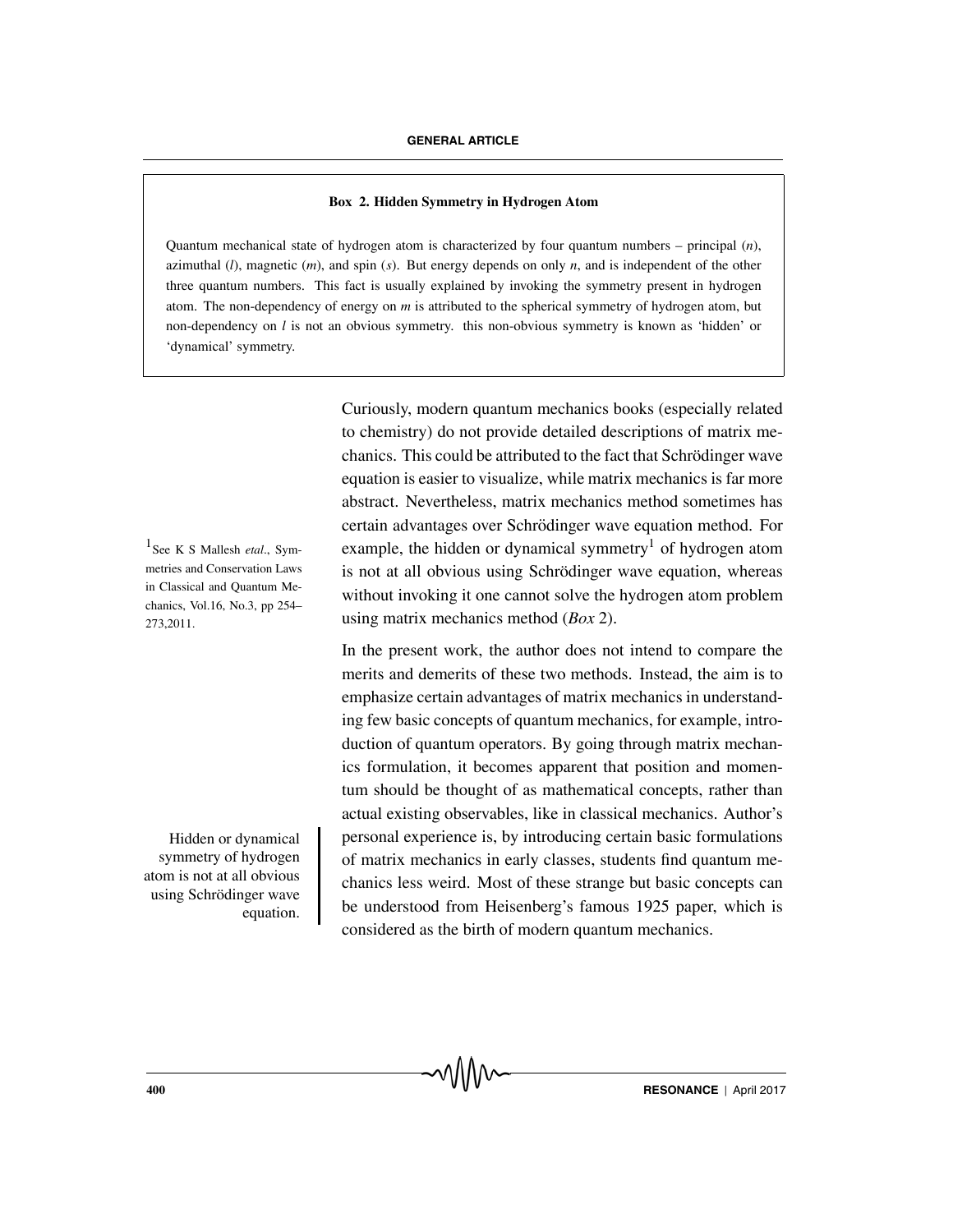**Box 2. Hidden Symmetry in Hydrogen Atom**

Quantum mechanical state of hydrogen atom is characterized by four quantum numbers – principal ($n$), azimuthal ($l$), magnetic ($m$), and spin ($s$). But energy depends on only $n$, and is independent of the other three quantum numbers. This fact is usually explained by invoking the symmetry present in hydrogen atom. The non-dependency of energy on $m$ is attributed to the spherical symmetry of hydrogen atom, but non-dependency on $l$ is not an obvious symmetry. this non-obvious symmetry is known as 'hidden' or 'dynamical' symmetry.

Curiously, modern quantum mechanics books (especially related to chemistry) do not provide detailed descriptions of matrix mechanics. This could be attributed to the fact that Schrödinger wave equation is easier to visualize, while matrix mechanics is far more abstract. Nevertheless, matrix mechanics method sometimes has certain advantages over Schrödinger wave equation method. For example, the hidden or dynamical symmetry[1] of hydrogen atom is not at all obvious using Schrödinger wave equation, whereas without invoking it one cannot solve the hydrogen atom problem using matrix mechanics method (*Box* 2).

[1] See K S Mallesh *etal*., Symmetries and Conservation Laws in Classical and Quantum Mechanics, Vol.16, No.3, pp 254–273,2011.

In the present work, the author does not intend to compare the merits and demerits of these two methods. Instead, the aim is to emphasize certain advantages of matrix mechanics in understanding few basic concepts of quantum mechanics, for example, introduction of quantum operators. By going through matrix mechanics formulation, it becomes apparent that position and momentum should be thought of as mathematical concepts, rather than actual existing observables, like in classical mechanics. Author's personal experience is, by introducing certain basic formulations of matrix mechanics in early classes, students find quantum mechanics less weird. Most of these strange but basic concepts can be understood from Heisenberg's famous 1925 paper, which is considered as the birth of modern quantum mechanics.

Hidden or dynamical symmetry of hydrogen atom is not at all obvious using Schrödinger wave equation.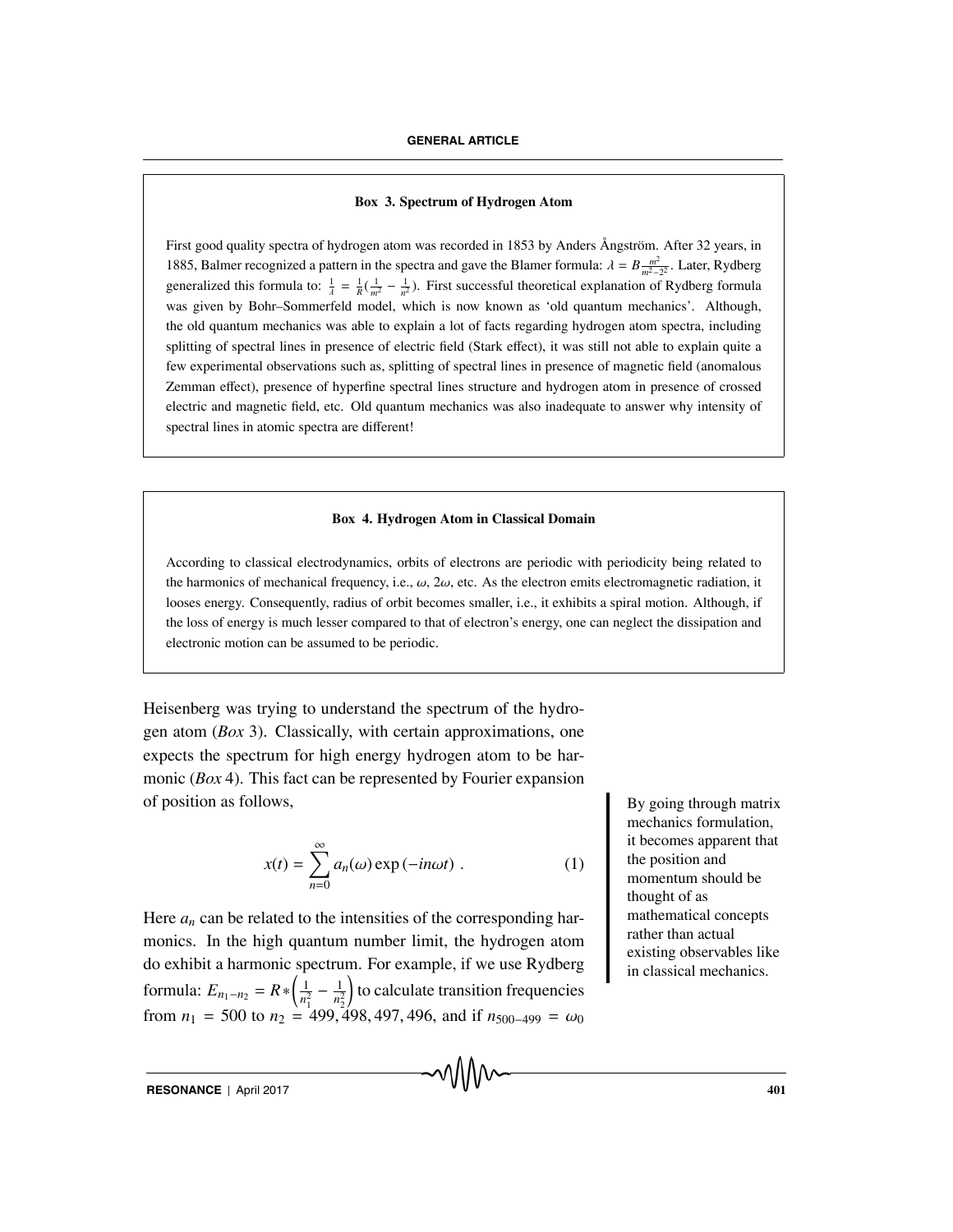**Box 3. Spectrum of Hydrogen Atom**

First good quality spectra of hydrogen atom was recorded in 1853 by Anders Ångström. After 32 years, in 1885, Balmer recognized a pattern in the spectra and gave the Blamer formula: $\lambda = B\frac{m^2}{m^2-2^2}$. Later, Rydberg generalized this formula to: $\frac{1}{\lambda} = \frac{1}{R}(\frac{1}{m^2} - \frac{1}{n^2})$. First successful theoretical explanation of Rydberg formula was given by Bohr–Sommerfeld model, which is now known as 'old quantum mechanics'. Although, the old quantum mechanics was able to explain a lot of facts regarding hydrogen atom spectra, including splitting of spectral lines in presence of electric field (Stark effect), it was still not able to explain quite a few experimental observations such as, splitting of spectral lines in presence of magnetic field (anomalous Zemman effect), presence of hyperfine spectral lines structure and hydrogen atom in presence of crossed electric and magnetic field, etc. Old quantum mechanics was also inadequate to answer why intensity of spectral lines in atomic spectra are different!

**Box 4. Hydrogen Atom in Classical Domain**

According to classical electrodynamics, orbits of electrons are periodic with periodicity being related to the harmonics of mechanical frequency, i.e., $\omega$, $2\omega$, etc. As the electron emits electromagnetic radiation, it looses energy. Consequently, radius of orbit becomes smaller, i.e., it exhibits a spiral motion. Although, if the loss of energy is much lesser compared to that of electron's energy, one can neglect the dissipation and electronic motion can be assumed to be periodic.

Heisenberg was trying to understand the spectrum of the hydrogen atom (*Box* 3). Classically, with certain approximations, one expects the spectrum for high energy hydrogen atom to be harmonic (*Box* 4). This fact can be represented by Fourier expansion of position as follows,

$$x(t) = \sum_{n=0}^{\infty} a_n(\omega) \exp(-in\omega t) \ . \tag{1}$$

Here $a_n$ can be related to the intensities of the corresponding harmonics. In the high quantum number limit, the hydrogen atom do exhibit a harmonic spectrum. For example, if we use Rydberg formula: $E_{n_1-n_2} = R*\left(\frac{1}{n_1^2} - \frac{1}{n_2^2}\right)$ to calculate transition frequencies from $n_1 = 500$ to $n_2 = 499, 498, 497, 496$, and if $n_{500-499} = \omega_0$

By going through matrix mechanics formulation, it becomes apparent that the position and momentum should be thought of as mathematical concepts rather than actual existing observables like in classical mechanics.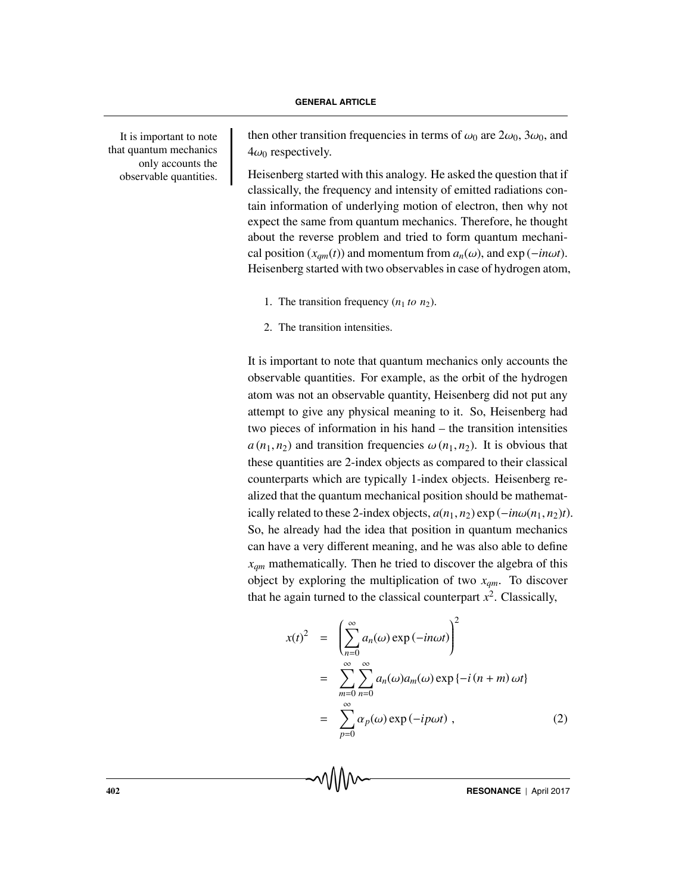It is important to note that quantum mechanics only accounts the observable quantities.

then other transition frequencies in terms of $\omega_0$ are $2\omega_0$, $3\omega_0$, and $4\omega_0$ respectively.

Heisenberg started with this analogy. He asked the question that if classically, the frequency and intensity of emitted radiations contain information of underlying motion of electron, then why not expect the same from quantum mechanics. Therefore, he thought about the reverse problem and tried to form quantum mechanical position ($x_{qm}(t)$) and momentum from $a_n(\omega)$, and $\exp(-in\omega t)$. Heisenberg started with two observables in case of hydrogen atom,

1. The transition frequency ($n_1$ *to* $n_2$).
2. The transition intensities.

It is important to note that quantum mechanics only accounts the observable quantities. For example, as the orbit of the hydrogen atom was not an observable quantity, Heisenberg did not put any attempt to give any physical meaning to it. So, Heisenberg had two pieces of information in his hand – the transition intensities $a(n_1, n_2)$ and transition frequencies $\omega(n_1, n_2)$. It is obvious that these quantities are 2-index objects as compared to their classical counterparts which are typically 1-index objects. Heisenberg realized that the quantum mechanical position should be mathematically related to these 2-index objects, $a(n_1, n_2)\exp(-in\omega(n_1, n_2)t)$. So, he already had the idea that position in quantum mechanics can have a very different meaning, and he was also able to define $x_{qm}$ mathematically. Then he tried to discover the algebra of this object by exploring the multiplication of two $x_{qm}$. To discover that he again turned to the classical counterpart $x^2$. Classically,

$$
\begin{aligned}
x(t)^2 &= \left(\sum_{n=0}^{\infty} a_n(\omega)\exp(-in\omega t)\right)^2 \\
&= \sum_{m=0}^{\infty}\sum_{n=0}^{\infty} a_n(\omega)a_m(\omega)\exp\{-i(n+m)\omega t\} \\
&= \sum_{p=0}^{\infty} \alpha_p(\omega)\exp(-ip\omega t)\ , \qquad (2)
\end{aligned}
$$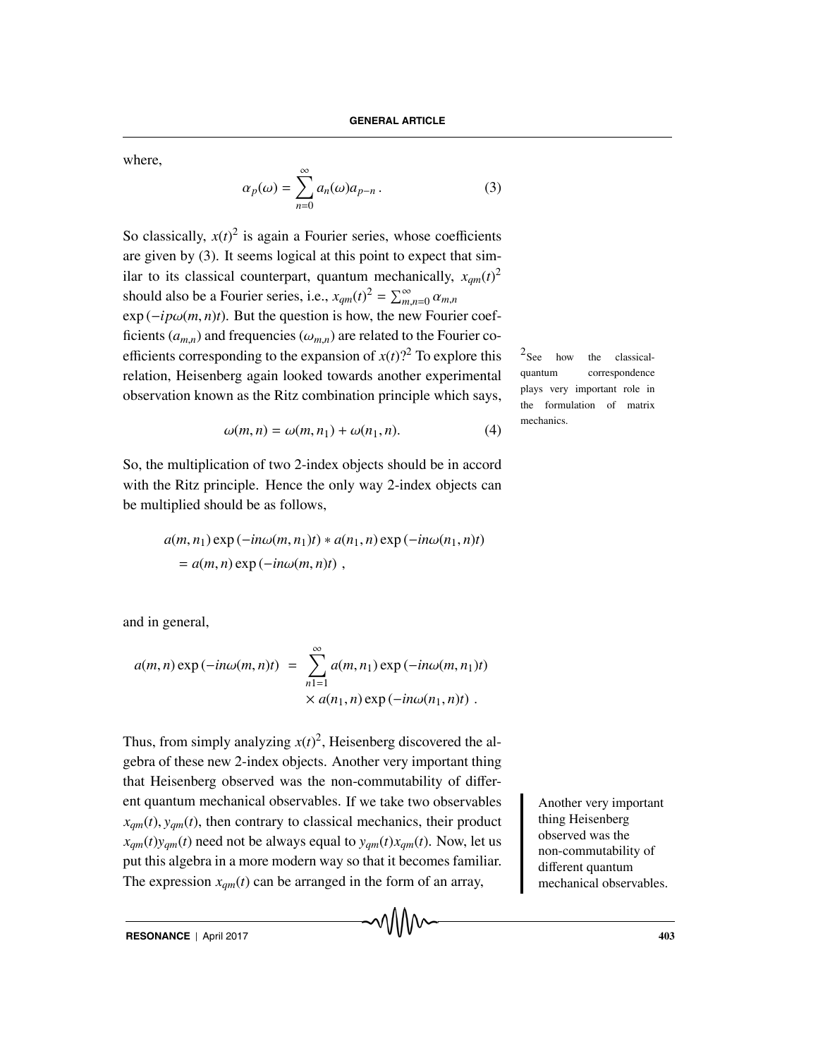where,

$$\alpha_p(\omega) = \sum_{n=0}^{\infty} a_n(\omega) a_{p-n} \,. \tag{3}$$

So classically, $x(t)^2$ is again a Fourier series, whose coefficients are given by (3). It seems logical at this point to expect that similar to its classical counterpart, quantum mechanically, $x_{qm}(t)^2$ should also be a Fourier series, i.e., $x_{qm}(t)^2 = \sum_{m,n=0}^{\infty} \alpha_{m,n} \exp(-ip\omega(m,n)t)$. But the question is how, the new Fourier coefficients ($a_{m,n}$) and frequencies ($\omega_{m,n}$) are related to the Fourier coefficients corresponding to the expansion of $x(t)$?[2] To explore this relation, Heisenberg again looked towards another experimental observation known as the Ritz combination principle which says,

[2] See how the classical-quantum correspondence plays very important role in the formulation of matrix mechanics.

$$\omega(m,n) = \omega(m,n_1) + \omega(n_1,n). \tag{4}$$

So, the multiplication of two 2-index objects should be in accord with the Ritz principle. Hence the only way 2-index objects can be multiplied should be as follows,

$$\begin{aligned} & a(m,n_1)\exp(-in\omega(m,n_1)t) * a(n_1,n)\exp(-in\omega(n_1,n)t) \\ & \quad = a(m,n)\exp(-in\omega(m,n)t) \ , \end{aligned}$$

and in general,

$$\begin{aligned} a(m,n)\exp(-in\omega(m,n)t) \ = \ & \sum_{n1=1}^{\infty} a(m,n_1)\exp(-in\omega(m,n_1)t) \\ & \times a(n_1,n)\exp(-in\omega(n_1,n)t) \ . \end{aligned}$$

Thus, from simply analyzing $x(t)^2$, Heisenberg discovered the algebra of these new 2-index objects. Another very important thing that Heisenberg observed was the non-commutability of different quantum mechanical observables. If we take two observables $x_{qm}(t), y_{qm}(t)$, then contrary to classical mechanics, their product $x_{qm}(t)y_{qm}(t)$ need not be always equal to $y_{qm}(t)x_{qm}(t)$. Now, let us put this algebra in a more modern way so that it becomes familiar. The expression $x_{qm}(t)$ can be arranged in the form of an array,

Another very important thing Heisenberg observed was the non-commutability of different quantum mechanical observables.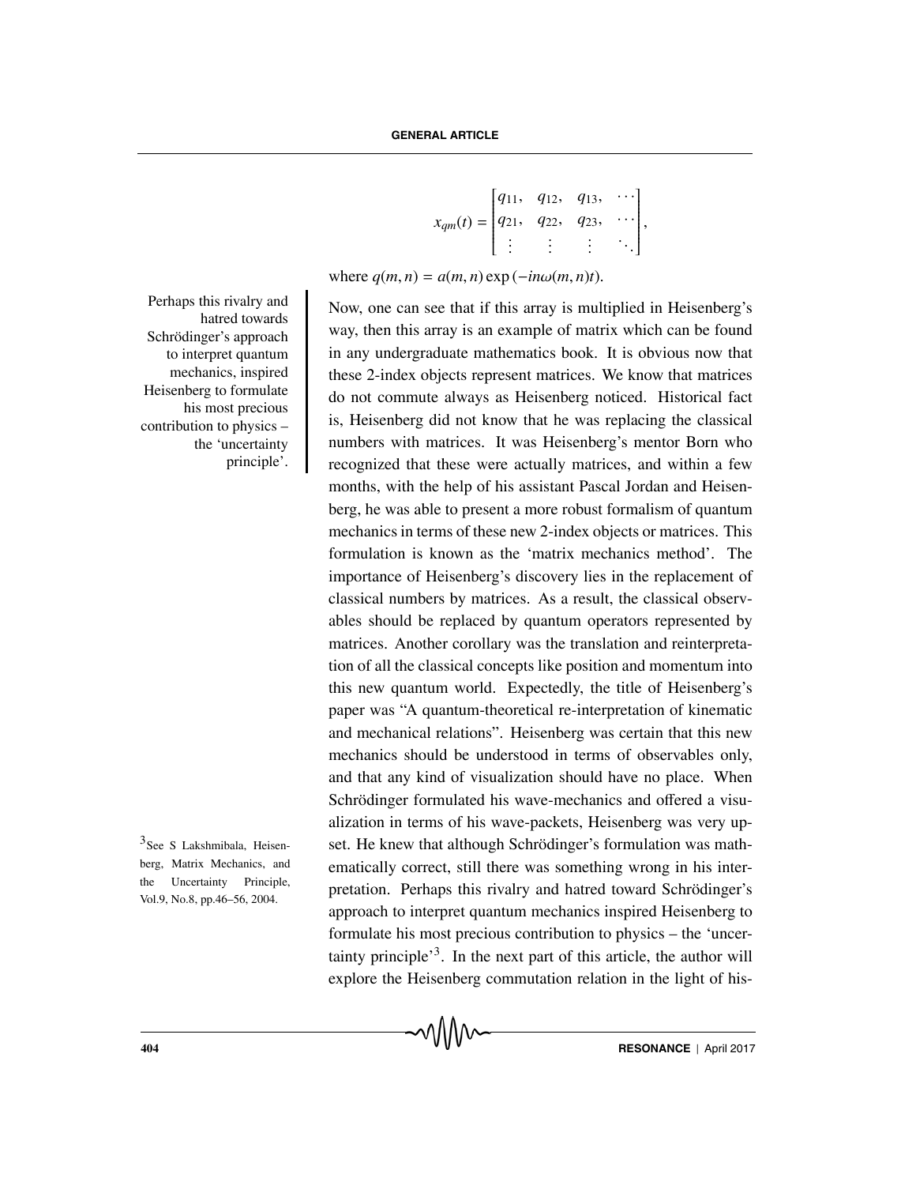$$x_{qm}(t) = \begin{bmatrix} q_{11}, & q_{12}, & q_{13}, & \cdots \\ q_{21}, & q_{22}, & q_{23}, & \cdots \\ \vdots & \vdots & \vdots & \ddots \end{bmatrix},$$

where $q(m, n) = a(m, n) \exp(-in\omega(m, n)t)$.

Now, one can see that if this array is multiplied in Heisenberg's way, then this array is an example of matrix which can be found in any undergraduate mathematics book. It is obvious now that these 2-index objects represent matrices. We know that matrices do not commute always as Heisenberg noticed. Historical fact is, Heisenberg did not know that he was replacing the classical numbers with matrices. It was Heisenberg's mentor Born who recognized that these were actually matrices, and within a few months, with the help of his assistant Pascal Jordan and Heisenberg, he was able to present a more robust formalism of quantum mechanics in terms of these new 2-index objects or matrices. This formulation is known as the 'matrix mechanics method'. The importance of Heisenberg's discovery lies in the replacement of classical numbers by matrices. As a result, the classical observables should be replaced by quantum operators represented by matrices. Another corollary was the translation and reinterpretation of all the classical concepts like position and momentum into this new quantum world. Expectedly, the title of Heisenberg's paper was "A quantum-theoretical re-interpretation of kinematic and mechanical relations". Heisenberg was certain that this new mechanics should be understood in terms of observables only, and that any kind of visualization should have no place. When Schrödinger formulated his wave-mechanics and offered a visualization in terms of his wave-packets, Heisenberg was very upset. He knew that although Schrödinger's formulation was mathematically correct, still there was something wrong in his interpretation. Perhaps this rivalry and hatred toward Schrödinger's approach to interpret quantum mechanics inspired Heisenberg to formulate his most precious contribution to physics – the 'uncertainty principle'[3]. In the next part of this article, the author will explore the Heisenberg commutation relation in the light of his-

Perhaps this rivalry and hatred towards Schrödinger's approach to interpret quantum mechanics, inspired Heisenberg to formulate his most precious contribution to physics – the 'uncertainty principle'.

[3] See S Lakshmibala, Heisenberg, Matrix Mechanics, and the Uncertainty Principle, Vol.9, No.8, pp.46–56, 2004.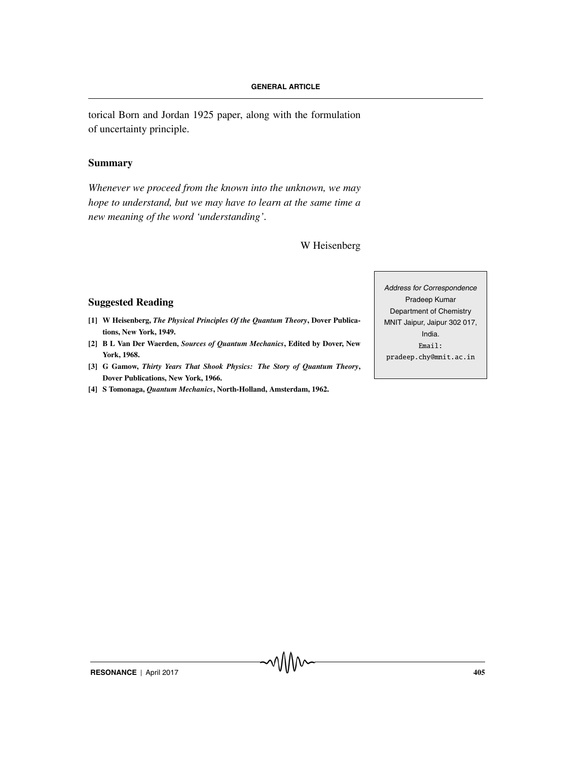torical Born and Jordan 1925 paper, along with the formulation of uncertainty principle.

## Summary

*Whenever we proceed from the known into the unknown, we may hope to understand, but we may have to learn at the same time a new meaning of the word 'understanding'.*

W Heisenberg

## Suggested Reading

**[1] W Heisenberg, *The Physical Principles Of the Quantum Theory*, Dover Publications, New York, 1949.**

**[2] B L Van Der Waerden, *Sources of Quantum Mechanics*, Edited by Dover, New York, 1968.**

**[3] G Gamow, *Thirty Years That Shook Physics: The Story of Quantum Theory*, Dover Publications, New York, 1966.**

**[4] S Tomonaga, *Quantum Mechanics*, North-Holland, Amsterdam, 1962.**

*Address for Correspondence*
Pradeep Kumar
Department of Chemistry
MNIT Jaipur, Jaipur 302 017,
India.
Email:
pradeep.chy@mnit.ac.in